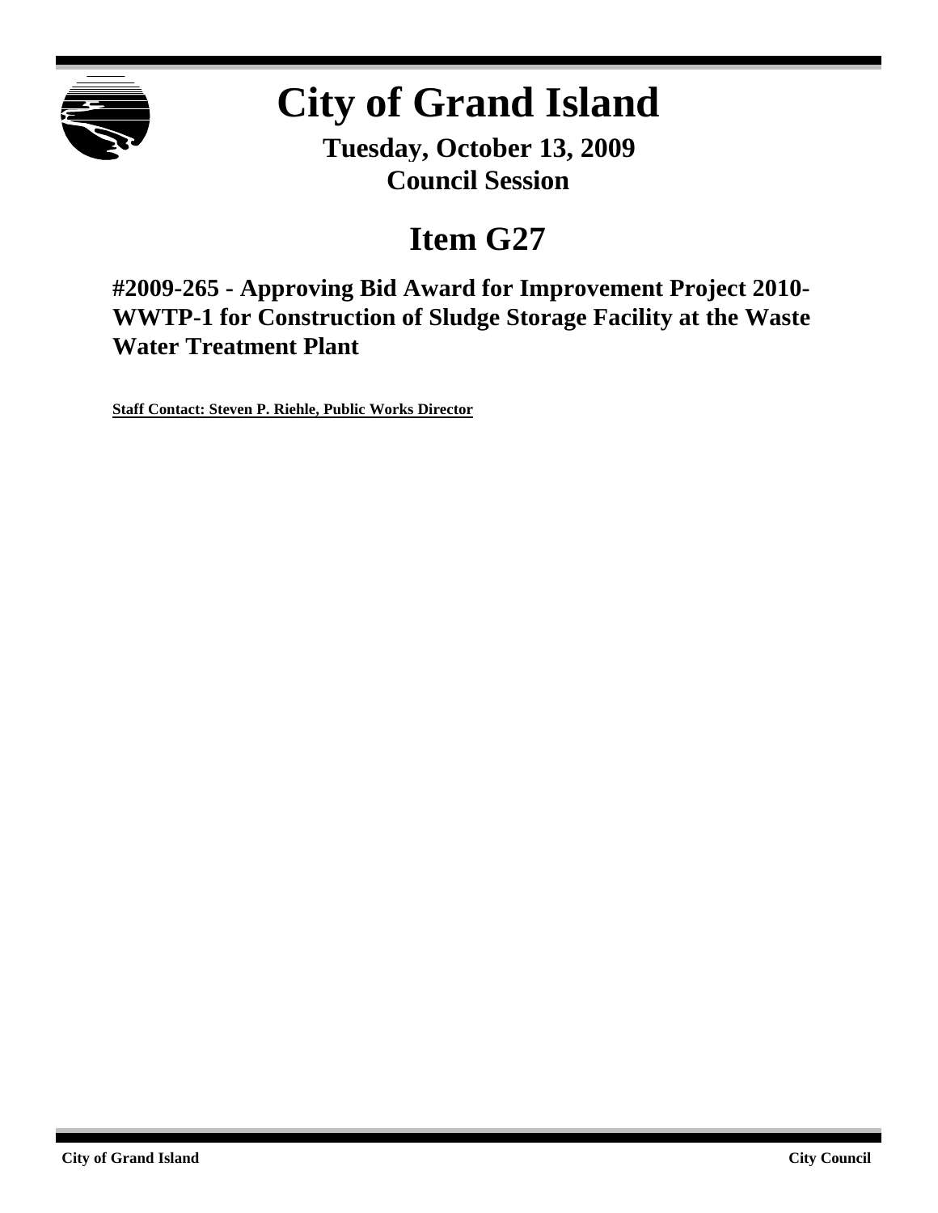# City of Grand Island

**Tuesday, October 13, 2009**
**Council Session**

## Item G27

### #2009-265 - Approving Bid Award for Improvement Project 2010-WWTP-1 for Construction of Sludge Storage Facility at the Waste Water Treatment Plant

**Staff Contact: Steven P. Riehle, Public Works Director**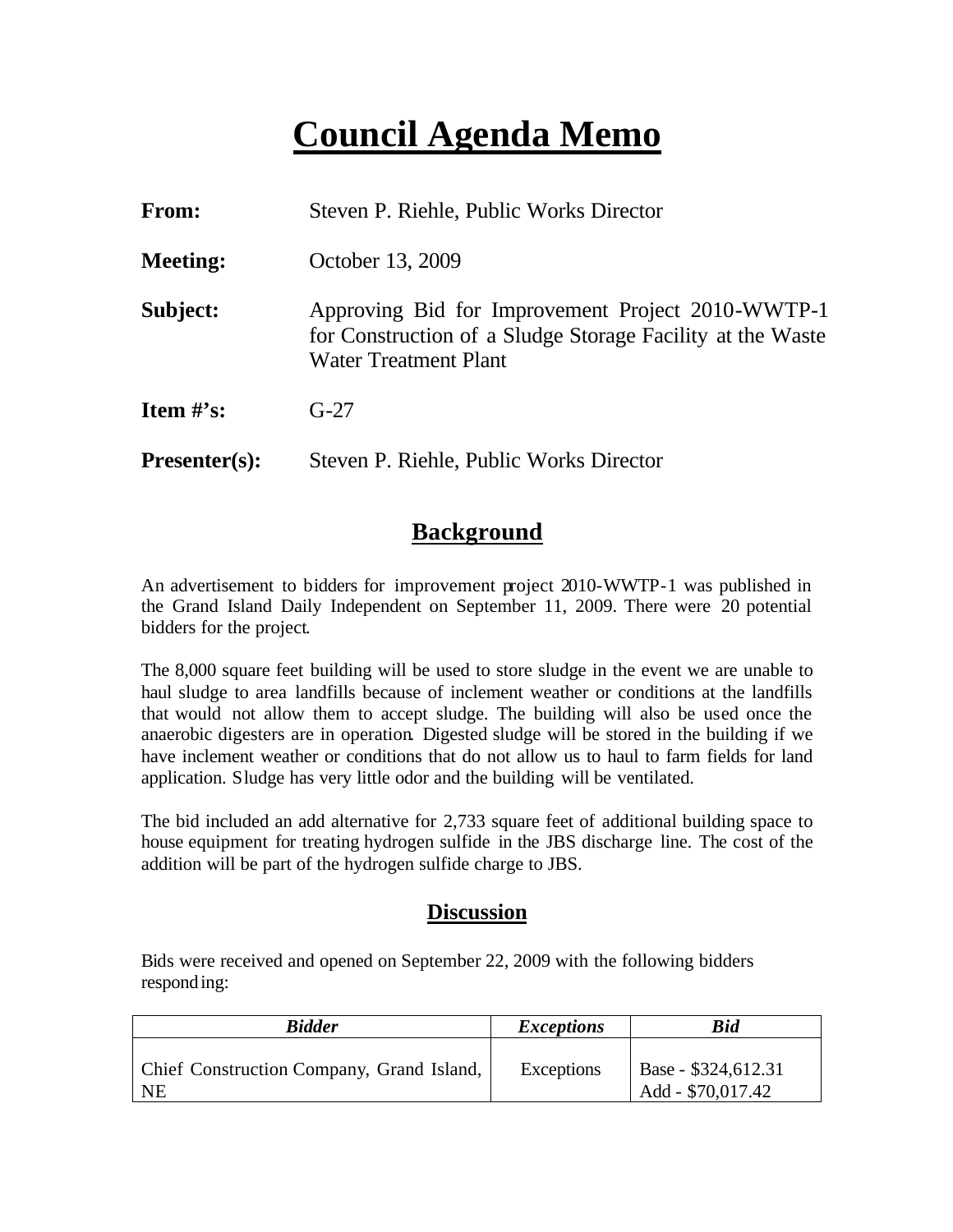# Council Agenda Memo

**From:** Steven P. Riehle, Public Works Director

**Meeting:** October 13, 2009

**Subject:** Approving Bid for Improvement Project 2010-WWTP-1 for Construction of a Sludge Storage Facility at the Waste Water Treatment Plant

**Item #'s:** G-27

**Presenter(s):** Steven P. Riehle, Public Works Director

## Background

An advertisement to bidders for improvement project 2010-WWTP-1 was published in the Grand Island Daily Independent on September 11, 2009. There were 20 potential bidders for the project.

The 8,000 square feet building will be used to store sludge in the event we are unable to haul sludge to area landfills because of inclement weather or conditions at the landfills that would not allow them to accept sludge. The building will also be used once the anaerobic digesters are in operation. Digested sludge will be stored in the building if we have inclement weather or conditions that do not allow us to haul to farm fields for land application. Sludge has very little odor and the building will be ventilated.

The bid included an add alternative for 2,733 square feet of additional building space to house equipment for treating hydrogen sulfide in the JBS discharge line. The cost of the addition will be part of the hydrogen sulfide charge to JBS.

## Discussion

Bids were received and opened on September 22, 2009 with the following bidders responding:

| ***Bidder*** | ***Exceptions*** | ***Bid*** |
|---|---|---|
| Chief Construction Company, Grand Island, NE | Exceptions | Base - $324,612.31<br>Add - $70,017.42 |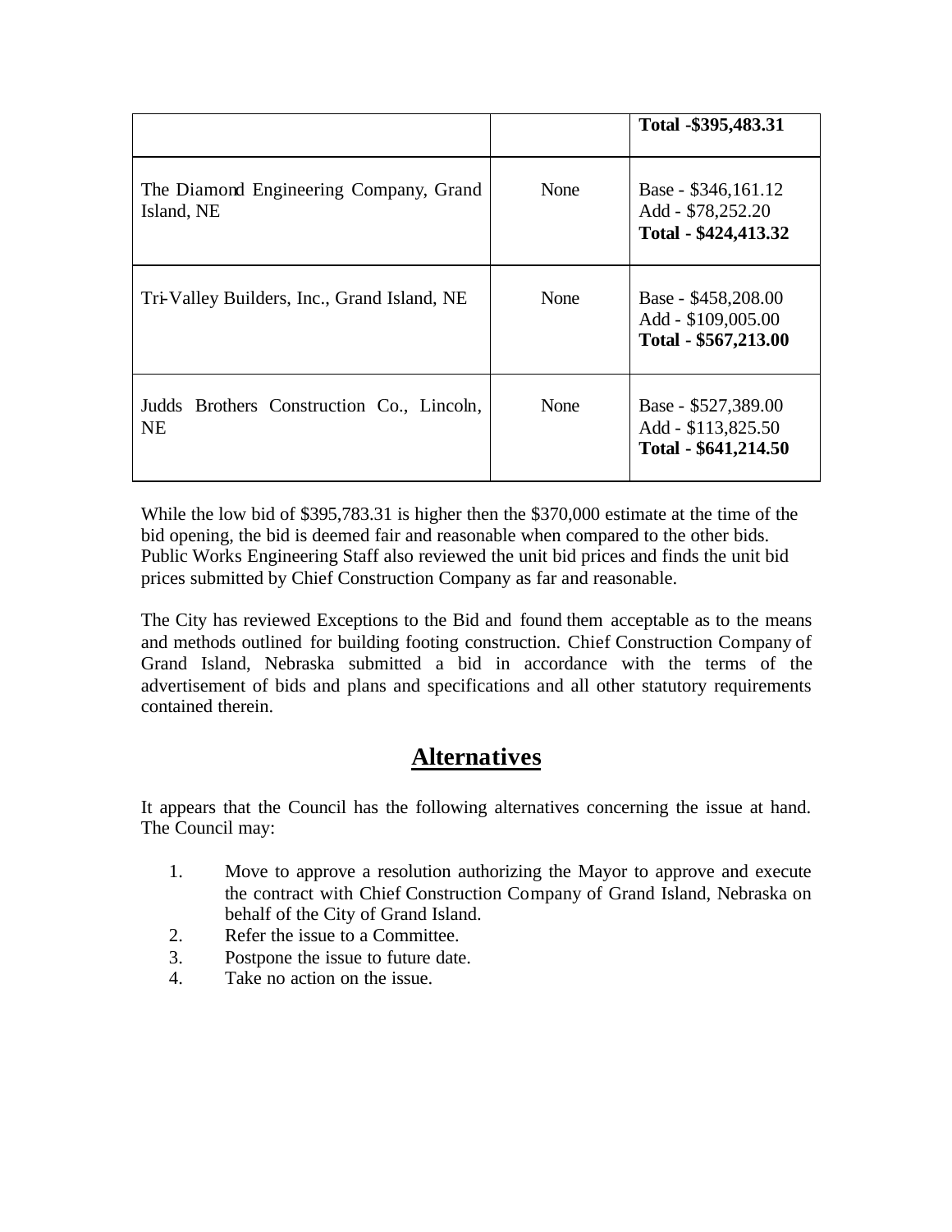| | | |
|---|---|---|
| | | **Total -$395,483.31** |
| The Diamond Engineering Company, Grand Island, NE | None | Base - $346,161.12<br>Add - $78,252.20<br>**Total - $424,413.32** |
| Tri-Valley Builders, Inc., Grand Island, NE | None | Base - $458,208.00<br>Add - $109,005.00<br>**Total - $567,213.00** |
| Judds Brothers Construction Co., Lincoln, NE | None | Base - $527,389.00<br>Add - $113,825.50<br>**Total - $641,214.50** |

While the low bid of $395,783.31 is higher then the $370,000 estimate at the time of the bid opening, the bid is deemed fair and reasonable when compared to the other bids. Public Works Engineering Staff also reviewed the unit bid prices and finds the unit bid prices submitted by Chief Construction Company as far and reasonable.

The City has reviewed Exceptions to the Bid and found them acceptable as to the means and methods outlined for building footing construction. Chief Construction Company of Grand Island, Nebraska submitted a bid in accordance with the terms of the advertisement of bids and plans and specifications and all other statutory requirements contained therein.

## Alternatives

It appears that the Council has the following alternatives concerning the issue at hand. The Council may:

1. Move to approve a resolution authorizing the Mayor to approve and execute the contract with Chief Construction Company of Grand Island, Nebraska on behalf of the City of Grand Island.
2. Refer the issue to a Committee.
3. Postpone the issue to future date.
4. Take no action on the issue.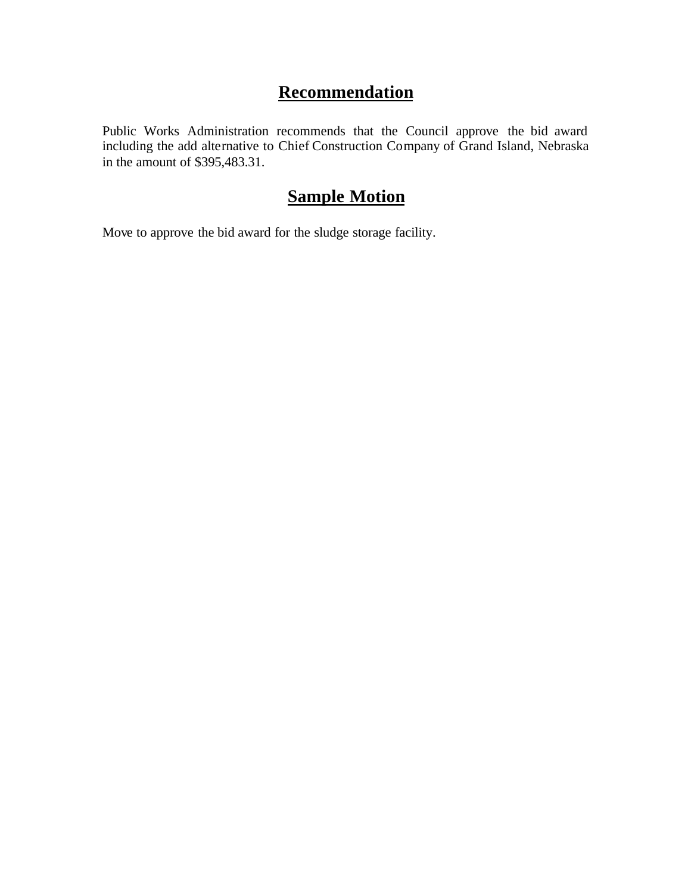## Recommendation

Public Works Administration recommends that the Council approve the bid award including the add alternative to Chief Construction Company of Grand Island, Nebraska in the amount of $395,483.31.

## Sample Motion

Move to approve the bid award for the sludge storage facility.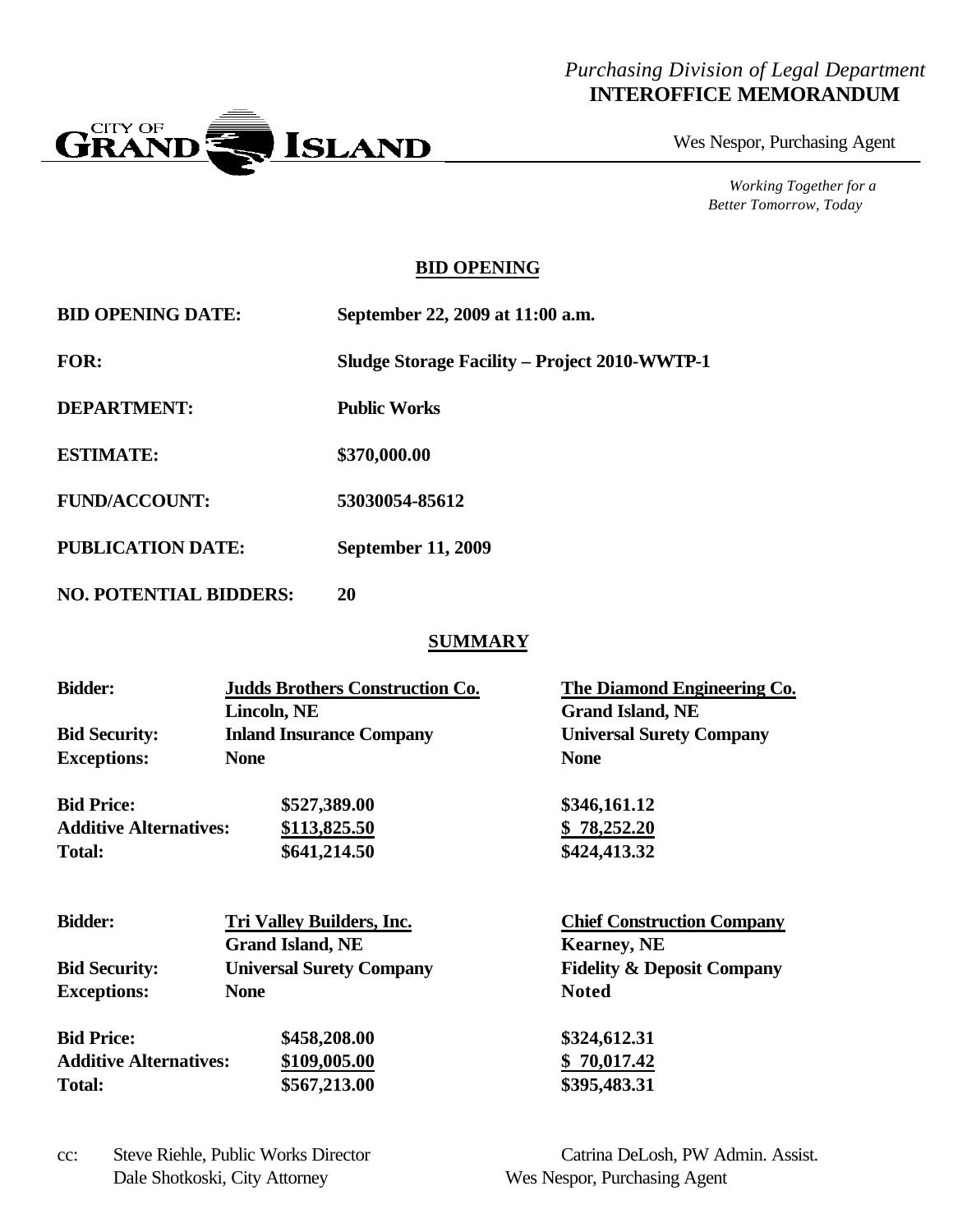*Purchasing Division of Legal Department*
**INTEROFFICE MEMORANDUM**

CITY OF GRAND ISLAND

Wes Nespor, Purchasing Agent

*Working Together for a Better Tomorrow, Today*

## BID OPENING

**BID OPENING DATE:** September 22, 2009 at 11:00 a.m.

**FOR:** Sludge Storage Facility – Project 2010-WWTP-1

**DEPARTMENT:** Public Works

**ESTIMATE:** $370,000.00

**FUND/ACCOUNT:** 53030054-85612

**PUBLICATION DATE:** September 11, 2009

**NO. POTENTIAL BIDDERS:** 20

## SUMMARY

| **Bidder:** | **Judds Brothers Construction Co.** | **The Diamond Engineering Co.** |
|---|---|---|
| | **Lincoln, NE** | **Grand Island, NE** |
| **Bid Security:** | **Inland Insurance Company** | **Universal Surety Company** |
| **Exceptions:** | **None** | **None** |
| **Bid Price:** | **$527,389.00** | **$346,161.12** |
| **Additive Alternatives:** | **$113,825.50** | **$ 78,252.20** |
| **Total:** | **$641,214.50** | **$424,413.32** |

| **Bidder:** | **Tri Valley Builders, Inc.** | **Chief Construction Company** |
|---|---|---|
| | **Grand Island, NE** | **Kearney, NE** |
| **Bid Security:** | **Universal Surety Company** | **Fidelity & Deposit Company** |
| **Exceptions:** | **None** | **Noted** |
| **Bid Price:** | **$458,208.00** | **$324,612.31** |
| **Additive Alternatives:** | **$109,005.00** | **$ 70,017.42** |
| **Total:** | **$567,213.00** | **$395,483.31** |

cc: Steve Riehle, Public Works Director
Dale Shotkoski, City Attorney
Catrina DeLosh, PW Admin. Assist.
Wes Nespor, Purchasing Agent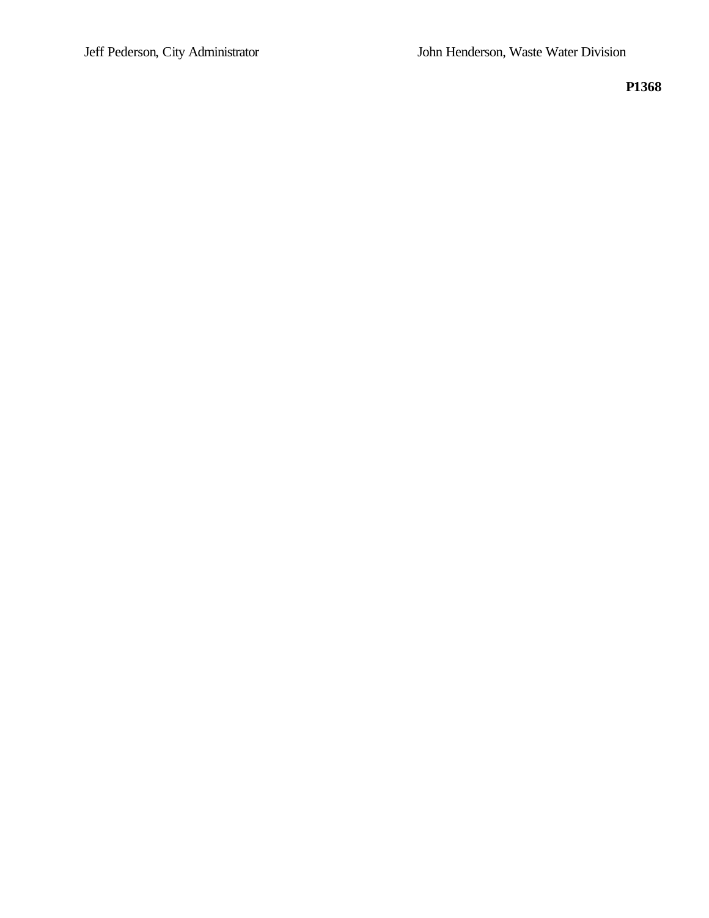Jeff Pederson, City Administrator

John Henderson, Waste Water Division

**P1368**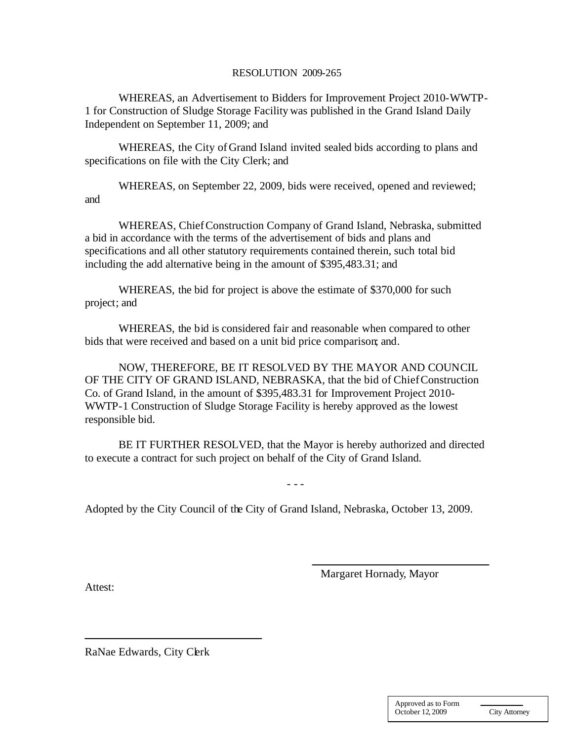RESOLUTION 2009-265

WHEREAS, an Advertisement to Bidders for Improvement Project 2010-WWTP-1 for Construction of Sludge Storage Facility was published in the Grand Island Daily Independent on September 11, 2009; and

WHEREAS, the City of Grand Island invited sealed bids according to plans and specifications on file with the City Clerk; and

WHEREAS, on September 22, 2009, bids were received, opened and reviewed; and

WHEREAS, Chief Construction Company of Grand Island, Nebraska, submitted a bid in accordance with the terms of the advertisement of bids and plans and specifications and all other statutory requirements contained therein, such total bid including the add alternative being in the amount of $395,483.31; and

WHEREAS, the bid for project is above the estimate of $370,000 for such project; and

WHEREAS, the bid is considered fair and reasonable when compared to other bids that were received and based on a unit bid price comparison; and.

NOW, THEREFORE, BE IT RESOLVED BY THE MAYOR AND COUNCIL OF THE CITY OF GRAND ISLAND, NEBRASKA, that the bid of Chief Construction Co. of Grand Island, in the amount of $395,483.31 for Improvement Project 2010-WWTP-1 Construction of Sludge Storage Facility is hereby approved as the lowest responsible bid.

BE IT FURTHER RESOLVED, that the Mayor is hereby authorized and directed to execute a contract for such project on behalf of the City of Grand Island.

- - -

Adopted by the City Council of the City of Grand Island, Nebraska, October 13, 2009.

\_\_\_\_\_\_\_\_\_\_\_\_\_\_\_\_\_\_\_\_\_\_\_\_\_\_\_\_\_\_\_\_\_\_
Margaret Hornady, Mayor

Attest:

\_\_\_\_\_\_\_\_\_\_\_\_\_\_\_\_\_\_\_\_\_\_\_\_\_\_\_\_\_\_\_\_\_\_
RaNae Edwards, City Clerk

| | |
|---|---|
| Approved as to Form<br>October 12, 2009 | \_\_\_\_\_\_\_\_<br>City Attorney |